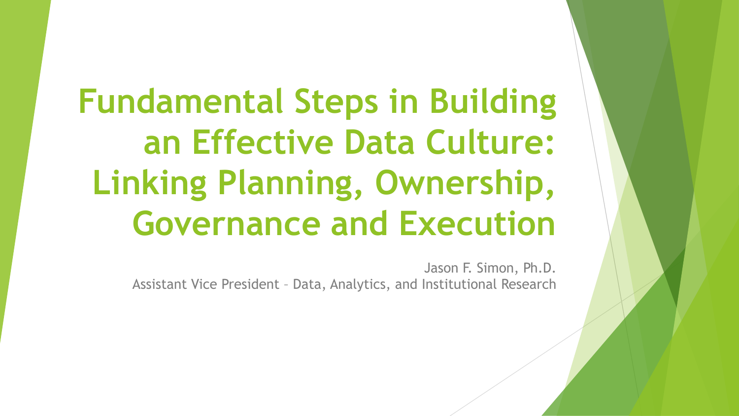# Fundamental Steps in Building an Effective Data Culture: Linking Planning, Ownership, Governance and Execution

Jason F. Simon, Ph.D.

Assistant Vice President – Data, Analytics, and Institutional Research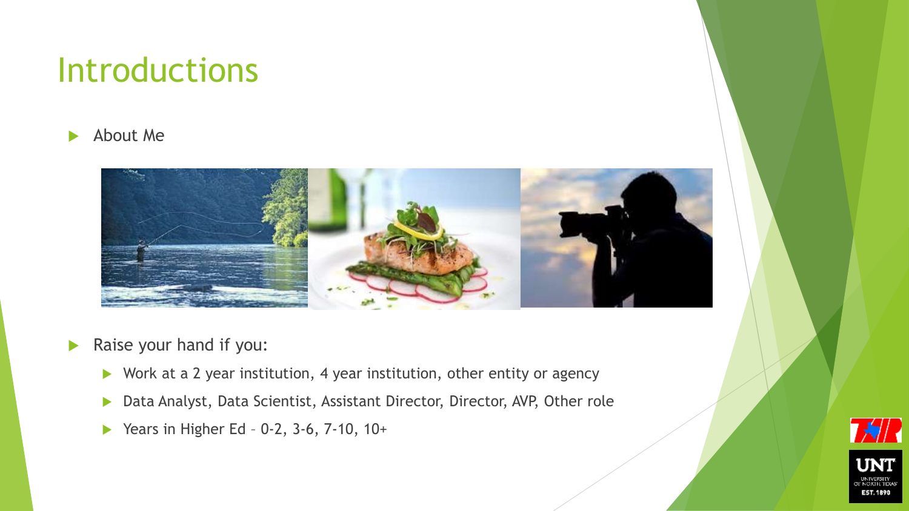# Introductions

- About Me

- Raise your hand if you:
  - Work at a 2 year institution, 4 year institution, other entity or agency
  - Data Analyst, Data Scientist, Assistant Director, Director, AVP, Other role
  - Years in Higher Ed – 0-2, 3-6, 7-10, 10+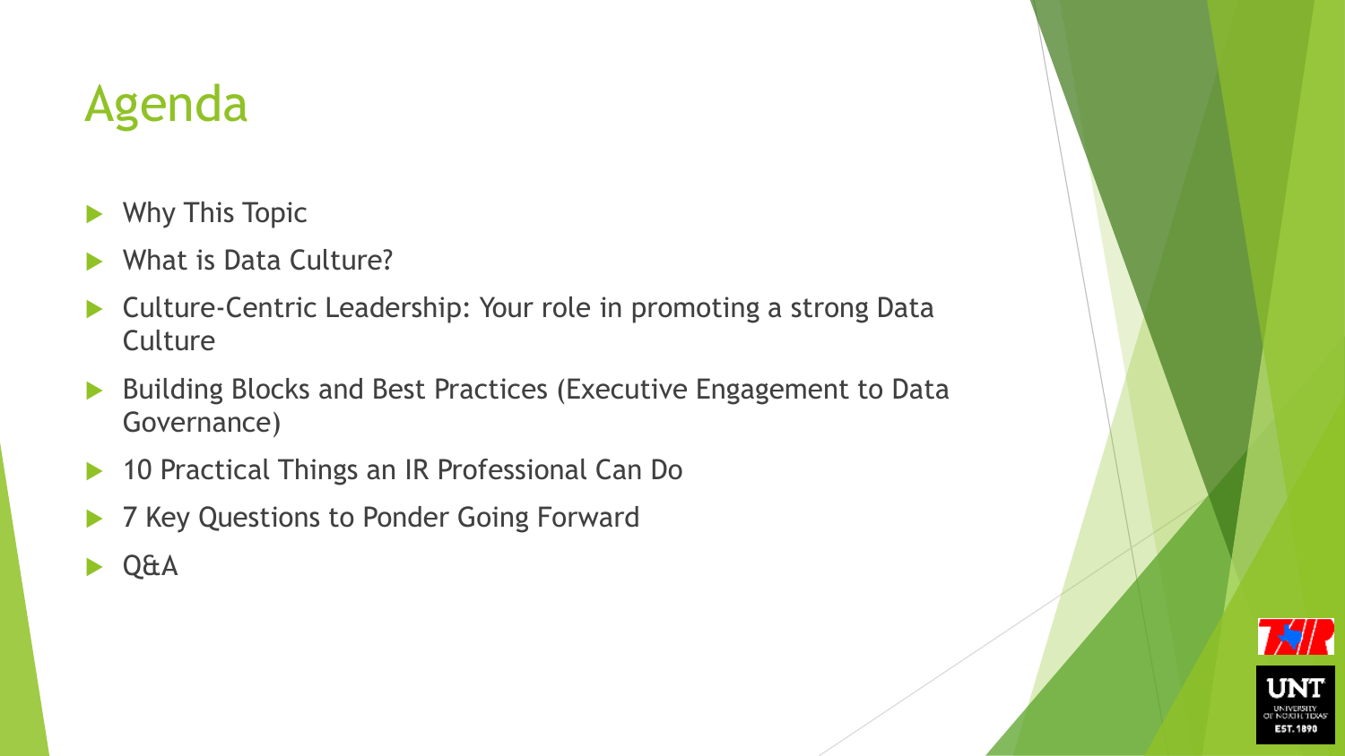# Agenda

- Why This Topic
- What is Data Culture?
- Culture-Centric Leadership: Your role in promoting a strong Data Culture
- Building Blocks and Best Practices (Executive Engagement to Data Governance)
- 10 Practical Things an IR Professional Can Do
- 7 Key Questions to Ponder Going Forward
- Q&A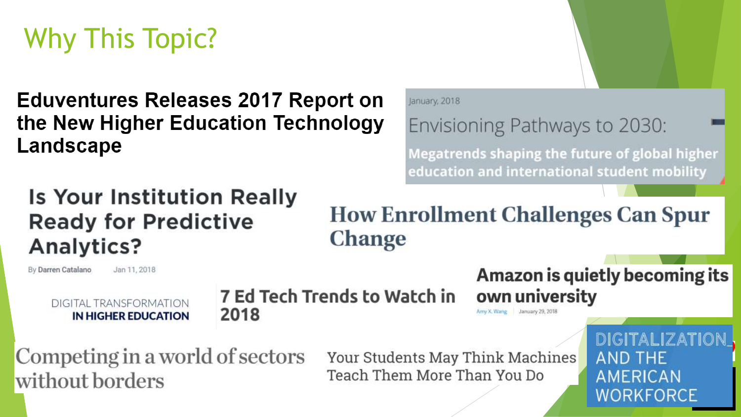# Why This Topic?

**Eduventures Releases 2017 Report on the New Higher Education Technology Landscape**

January, 2018

Envisioning Pathways to 2030:

**Megatrends shaping the future of global higher education and international student mobility**

**Is Your Institution Really Ready for Predictive Analytics?**

By Darren Catalano Jan 11, 2018

**How Enrollment Challenges Can Spur Change**

DIGITAL TRANSFORMATION **IN HIGHER EDUCATION**

**7 Ed Tech Trends to Watch in 2018**

**Amazon is quietly becoming its own university**

Amy X. Wang | January 29, 2018

Competing in a world of sectors without borders

Your Students May Think Machines Teach Them More Than You Do

DIGITALIZATION AND THE AMERICAN WORKFORCE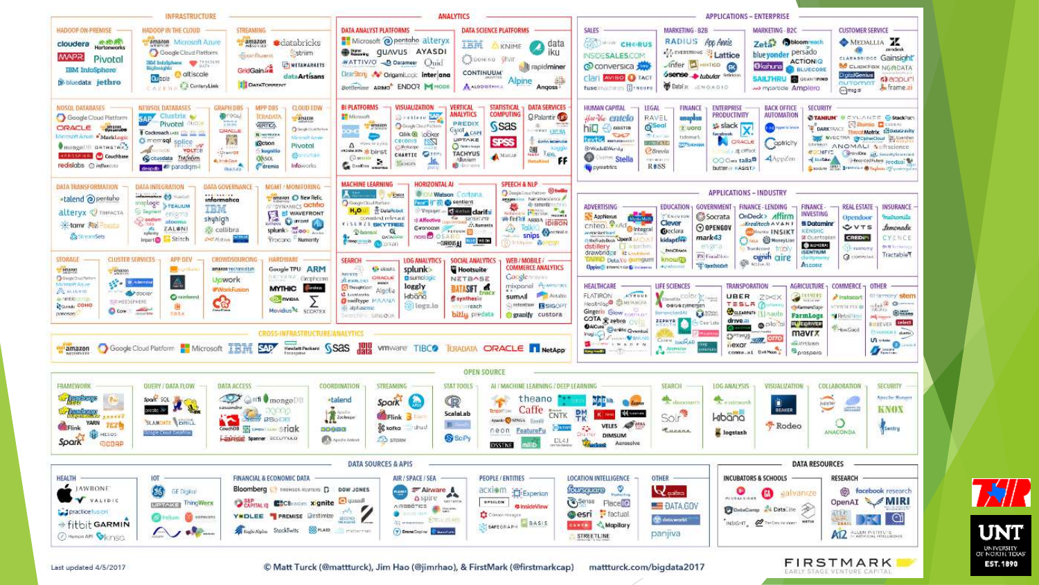# INFRASTRUCTURE

## HADOOP ON-PREMISE
cloudera, Hortonworks, MAPR, Pivotal, IBM InfoSphere, bluedata, jethro

## HADOOP IN THE CLOUD
amazon web services, Microsoft Azure, Google Cloud Platform, IBM InfoSphere BigInsights, Treasure Data, altiscale, Qubole, CAZENA, CenturyLink

## STREAMING
amazon kinesis, confluent, GridGain, databricks, striim, METAMARKETS, dataArtisans, DataTorrent

## NOSQL DATABASES
Google Cloud Platform, ORACLE, amazon DynamoDB, Microsoft Azure, MarkLogic, mongoDB, DATASTAX, Couchbase, redislabs, influxdata

## NEWSQL DATABASES
SAP, Clustrix, Pivotal, Cockroach Labs, memsql, splice, VoltDB, citusdata, TokuTek, deepdb, paradigm4

## GRAPH DBS
ORACLE

## MPP DBS
TERADATA, VERTICA, Netezza, kognitio, EXASOL, dremio

## CLOUD EDW
amazon Redshift, Google Cloud Platform, Microsoft Azure, Pivotal, snowflake, Infoworks

## DATA TRANSFORMATION
talend, pentaho, alteryx, TRIFACTA, tamr, Paxata, StreamSets

## DATA INTEGRATION
informatica, snapLogic, TEALIUM, enigma, alooma, ZALONI, Stitch

## DATA GOVERNANCE
informatica, IBM, shyhigh, collibra

## MGMT / MONITORING
amazon, New Relic, DYNAMICS, actifio, WAVEFRONT, splunk, Rocana, Numerify

## STORAGE
amazon web services, Google Cloud Platform, Microsoft Azure, COHO

## CLUSTER SERVICES
amazon web services, docker, MESOSPHERE

## APP DEV
rainforest, CASK

## CROWDSOURCING
amazon mechanical turk, Upwork, WorkFusion

## HARDWARE
Google TPU, ARM, MYTHIC, NVIDIA, Graphcore, Movidius, SCORTEX

# ANALYTICS

## DATA ANALYST PLATFORMS
Microsoft, pentaho, alteryx, guavus, AYASDI, MATTIVIO, Datameer, Quid, ClearStory, Origami Logic, interana, Bottlenose, ARIMO, ENDOR, MODE

## DATA SCIENCE PLATFORMS
IBM, KNIME, dataiku, DOMINO, rapidminer, CONTINUUM ANALYTICS, Alpine, ALGORITHMIA, Angoss

## BI PLATFORMS
Microsoft, DOMO, amazon, Qlik, looker, birst, GoodData

## VISUALIZATION
tableau, Google Cloud Platform, CELONIS, CHARTIO, plotly

## VERTICAL ANALYTICS
PREDIX, UPTAKE, TACHYUS, Alluvium

## STATISTICAL COMPUTING
sas, SPSS, MATLAB

## DATA SERVICES
Palantir, kaggle, DataKind

## MACHINE LEARNING
H2O.ai, DataRobot, context relevant, VISENZE, skytree, Bonsai, DATAPRIME, cnvrg, Lobe

## HORIZONTAL AI
IBM Watson, Cortana, sentient, Vicarious, clarifai, Affectiva, Cerebras, Numenta, OSARO, CURIOUS AI

## SPEECH & NLP
amazon alexa, Google Cloud Platform, twilio, Narrative Science, semantic machines, Nuance, ARRIA, IBIDEN, TalkIQ, snips, api.ai

## SEARCH
elastic, ORACLE, Algolia, swiftype, MAANA, alphasense, Sinequa

## LOG ANALYTICS
splunk, sumologic, loggly, kibana, logz.io

## SOCIAL ANALYTICS
Hootsuite, NETBASE, DATASIFT, synthesio, bitly, predata

## WEB / MOBILE / COMMERCE ANALYTICS
Google Analytics, mixpanel, Amplitude, sumall, retention science, BISCOPT, granify, custora

# APPLICATIONS – ENTERPRISE

## SALES
salesforce, CHORUS, INSIDESALES.COM, conversica, clari, AVISO, TACT, fusemachines

## MARKETING - B2B
RADIUS, App Annie, EVERSTRING, Lattice, infer, MINTIGO, 6sense, tubular, Datalox, ZENOAGIO

## MARKETING - B2C
Zeta, bloomreach, blueyonder, persado, kahuna, ACTIONIQ, BLUECORE, SAILTHRU, QUANTIFIND, mparticle, Amplero

## CUSTOMER SERVICE
MEDALLIA, zendesk, CLARABRIDGE, Gainsight, CLICKFOX, NGDATA, DigitalGenius, AUTOMAT, agent.ai, Frame.ai

## HUMAN CAPITAL
HireVue, entelo, hiQ, GUSTO, textio, WorkDay, Stella, pymetrics

## LEGAL
RAVEL, Seal, Brevia, ROSS

## FINANCE
anaplan, Xero, tidemark

## ENTERPRISE PRODUCTIVITY
slack, x.ai, clara, talla, butter.ai, ASIST

## BACK OFFICE AUTOMATION
OpenText, ORACLE, Coupa, AppZen

## SECURITY
TANIUM, CYLANCE, StackPath, Illumio, DARKTRACE, ThreatMetrix, DataGravity, VECTRA, Signifyd, ANOMALI, sift science, CrowdStrike, feedzai, sqrrl

# APPLICATIONS – INDUSTRY

## ADVERTISING
AppNexus, MediaMath, criteo, integral, distillery, drawbridge, TAPAD, Opera

## EDUCATION
KNEWTON, Clever, declara, kidaptive, knowre

## GOVERNMENT
Socrata, OPENGOV, mark43, enigma, FiscalNote, OpenDataSoft

## FINANCE - LENDING
OnDeck, affirm, Kreditech, AVANT, INSIKT, MoneyLion, cignifi, aire

## FINANCE - INVESTING
Dataminr, KENSHO, Quantopian, NUMERAI, SENTIENT, Alpaca

## REAL ESTATE
Opendoor, VTS, CREDIFI, CONNOR, reonomy

## INSURANCE
metromile, Lemonade, CYENCE, Tractable

## HEALTHCARE
FLATIRON, Health Catalyst, Ginger.io, Glow, Zebra, iCarbonX, CB INSIGHTS

## LIFE SCIENCES
color, 23andMe, ZEPHYR, Deep Genomics

## TRANSPORTATION
UBER, ZOOX, TESLA, nauto, drive.ai, pilot, Otto, comma.ai, Civil Maps, nexar

## AGRICULTURE
FARMERS EDGE, FarmLogs, BLUE RIVER, mavrx, prospera

## COMMERCE
Instacart, Retail Next, HowGood

## OTHER
stem, BOXEVER, PREDICTIV

# CROSS-INFRASTRUCTURE/ANALYTICS
amazon web services, Google Cloud Platform, Microsoft, IBM, SAP, Hewlett Packard Enterprise, sas, vmware, TIBCO, TERADATA, ORACLE, NetApp

# OPEN SOURCE

## FRAMEWORK
Hadoop, Flink, YARN, Spark, MESOS, TEZ, GODAP

## QUERY / DATA FLOW
Spark SQL, presto, SLAMDATA, DRILL, Google Cloud Dataflow

## DATA ACCESS
cassandra, mongoDB, CouchDB, riak, HBASE, Spanner

## COORDINATION
talend, Zookeeper, Apache Ambari

## STREAMING
Spark, Flink, kafka, STORM, Druid

## STAT TOOLS
R, ScalaLab, SciPy

## AI / MACHINE LEARNING / DEEP LEARNING
TensorFlow, theano, Caffe, CNTK, MLlib, DSSTNE, neon, FeatureFu, VELES, DIMSUM, Aerosolve, DL4J

## SEARCH
elasticsearch, Solr, Lucene

## LOG ANALYSIS
elasticsearch, kibana, logstash

## VISUALIZATION
BEAKER, Rodeo

## COLLABORATION
jupyter, ANACONDA

## SECURITY
Apache Ranger, KNOX, Sentry

# DATA SOURCES & APIS

## HEALTH
JAWBONE, VALIDIC, practicefusion, fitbit, GARMIN, Human API, kinsa

## IOT
GE Digital, UPTAKE, ThingWorx, Helium, samsara

## FINANCIAL & ECONOMIC DATA
Bloomberg, THOMSON REUTERS, DOW JONES, S&P CAPITAL IQ, CB Insights, xignite, quandl, YODLEE, PREMISE, Estimize, Eagle Alpha, StockTwits, PLAID

## AIR / SPACE / SEA
PLANET, Airware, spire, AIRBOTICS, Drone Deploy

## PEOPLE / ENTITIES
acxiom, Experian, EPSILON, InsideView, SAFEGRAPH, BASIS

## LOCATION INTELLIGENCE
foursquare, Sense, PlaceIQ, esri, factual, CARTO, Mapillary, STREETLINE

## OTHER
qualtrics, DATA.GOV, panjiva

# DATA RESOURCES

## INCUBATORS & SCHOOLS
galvanize, DataCamp, DataElite, INSIGHT

## RESEARCH
facebook research, OpenAI, MIRI, AI2, ALLEN INSTITUTE FOR ARTIFICIAL INTELLIGENCE

Last updated 4/5/2017

© Matt Turck (@mattturck), Jim Hao (@jimrhao), & FirstMark (@firstmarkcap) mattturck.com/bigdata2017

FIRSTMARK EARLY STAGE VENTURE CAPITAL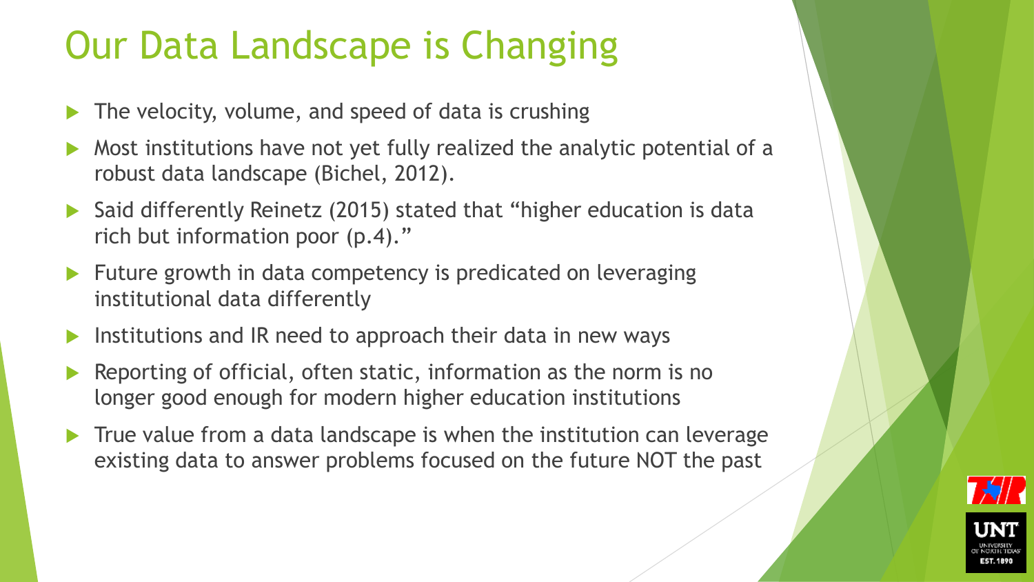# Our Data Landscape is Changing

- The velocity, volume, and speed of data is crushing
- Most institutions have not yet fully realized the analytic potential of a robust data landscape (Bichel, 2012).
- Said differently Reinetz (2015) stated that "higher education is data rich but information poor (p.4)."
- Future growth in data competency is predicated on leveraging institutional data differently
- Institutions and IR need to approach their data in new ways
- Reporting of official, often static, information as the norm is no longer good enough for modern higher education institutions
- True value from a data landscape is when the institution can leverage existing data to answer problems focused on the future NOT the past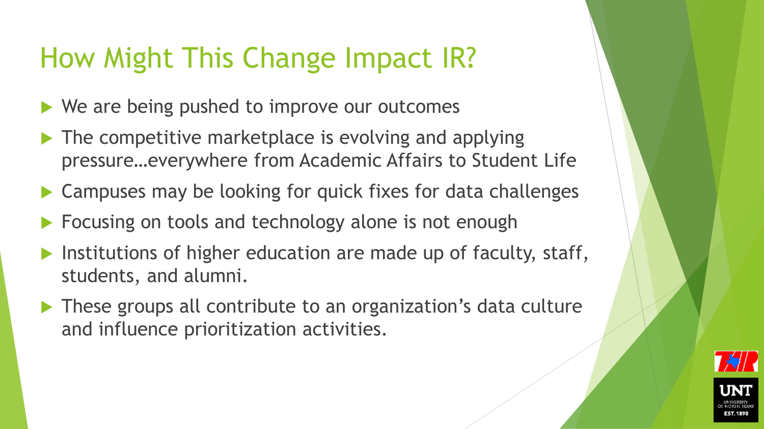# How Might This Change Impact IR?

- We are being pushed to improve our outcomes
- The competitive marketplace is evolving and applying pressure…everywhere from Academic Affairs to Student Life
- Campuses may be looking for quick fixes for data challenges
- Focusing on tools and technology alone is not enough
- Institutions of higher education are made up of faculty, staff, students, and alumni.
- These groups all contribute to an organization's data culture and influence prioritization activities.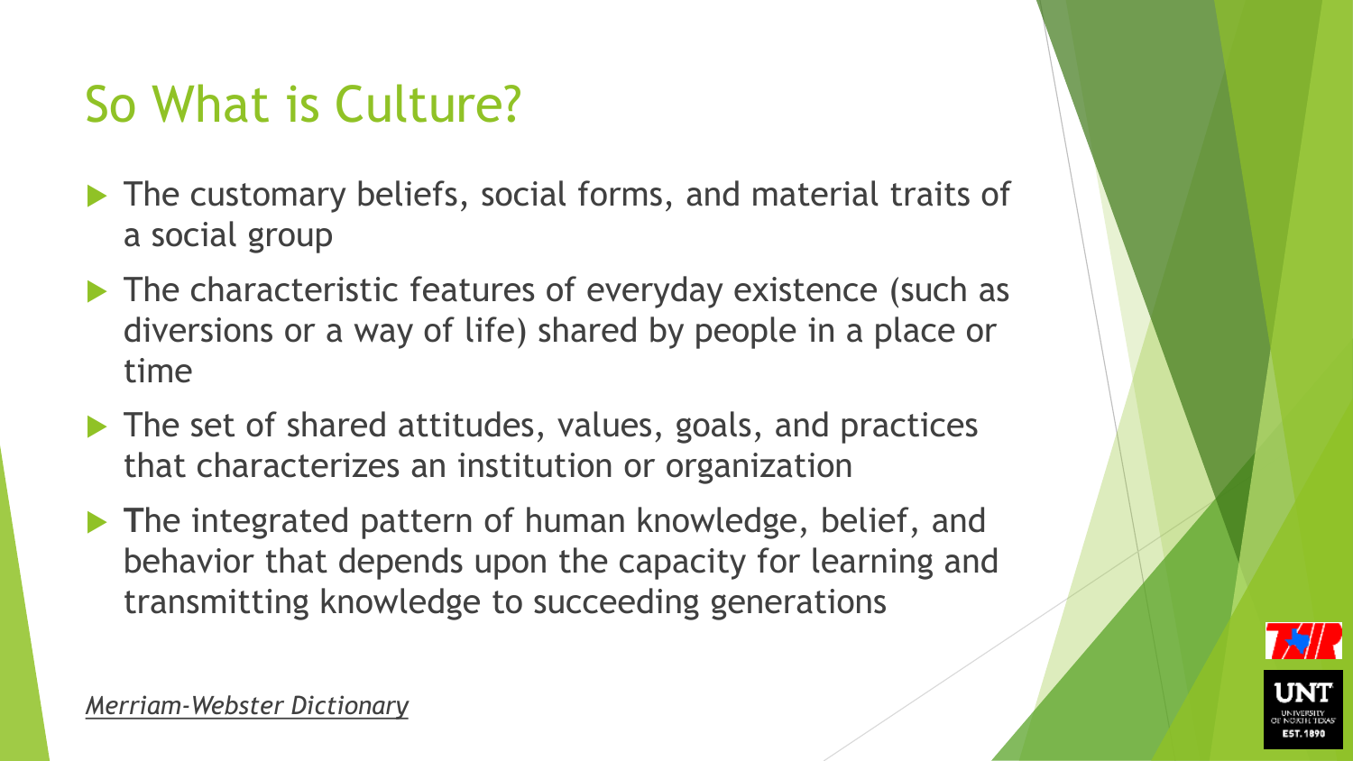# So What is Culture?

- The customary beliefs, social forms, and material traits of a social group
- The characteristic features of everyday existence (such as diversions or a way of life) shared by people in a place or time
- The set of shared attitudes, values, goals, and practices that characterizes an institution or organization
- The integrated pattern of human knowledge, belief, and behavior that depends upon the capacity for learning and transmitting knowledge to succeeding generations

*Merriam-Webster Dictionary*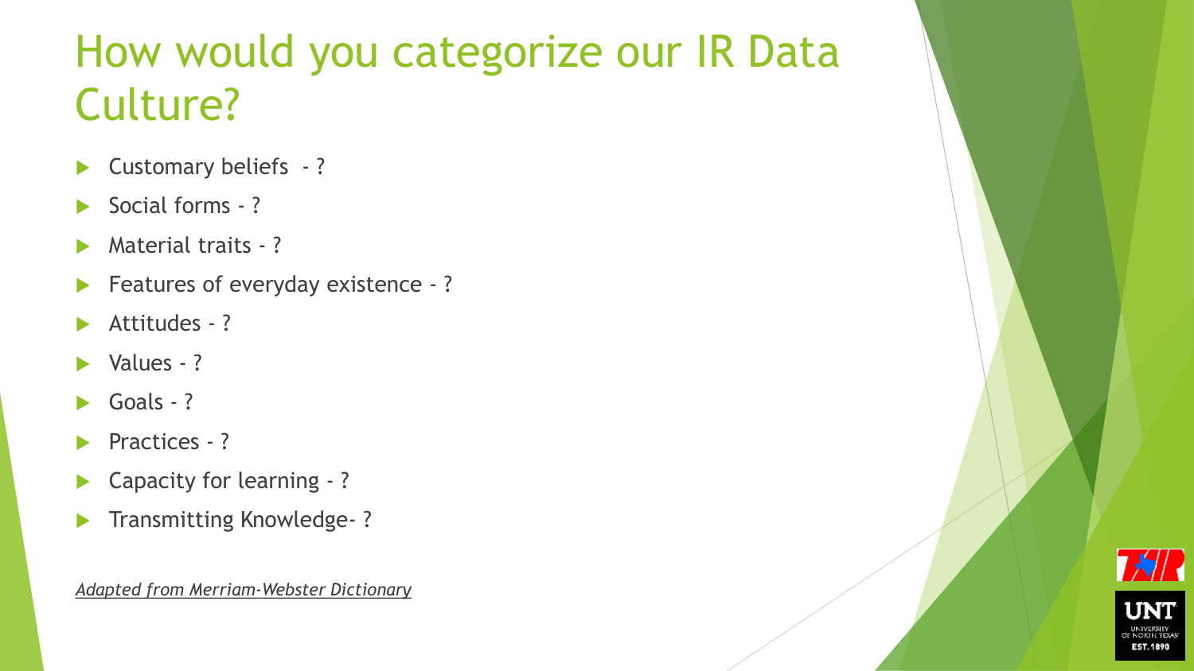# How would you categorize our IR Data Culture?

- Customary beliefs - ?
- Social forms - ?
- Material traits - ?
- Features of everyday existence - ?
- Attitudes - ?
- Values - ?
- Goals - ?
- Practices - ?
- Capacity for learning - ?
- Transmitting Knowledge- ?

*Adapted from Merriam-Webster Dictionary*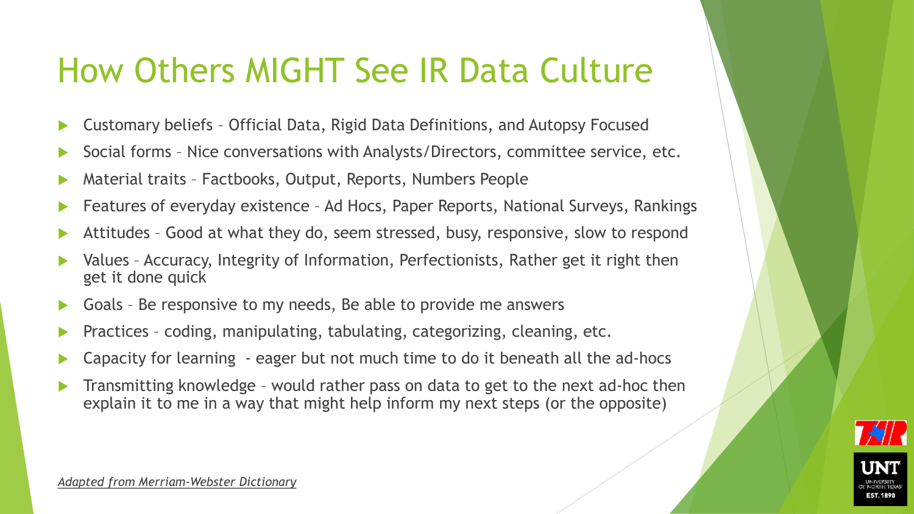# How Others MIGHT See IR Data Culture

- Customary beliefs – Official Data, Rigid Data Definitions, and Autopsy Focused
- Social forms – Nice conversations with Analysts/Directors, committee service, etc.
- Material traits – Factbooks, Output, Reports, Numbers People
- Features of everyday existence – Ad Hocs, Paper Reports, National Surveys, Rankings
- Attitudes – Good at what they do, seem stressed, busy, responsive, slow to respond
- Values – Accuracy, Integrity of Information, Perfectionists, Rather get it right then get it done quick
- Goals – Be responsive to my needs, Be able to provide me answers
- Practices – coding, manipulating, tabulating, categorizing, cleaning, etc.
- Capacity for learning - eager but not much time to do it beneath all the ad-hocs
- Transmitting knowledge – would rather pass on data to get to the next ad-hoc then explain it to me in a way that might help inform my next steps (or the opposite)

*Adapted from Merriam-Webster Dictionary*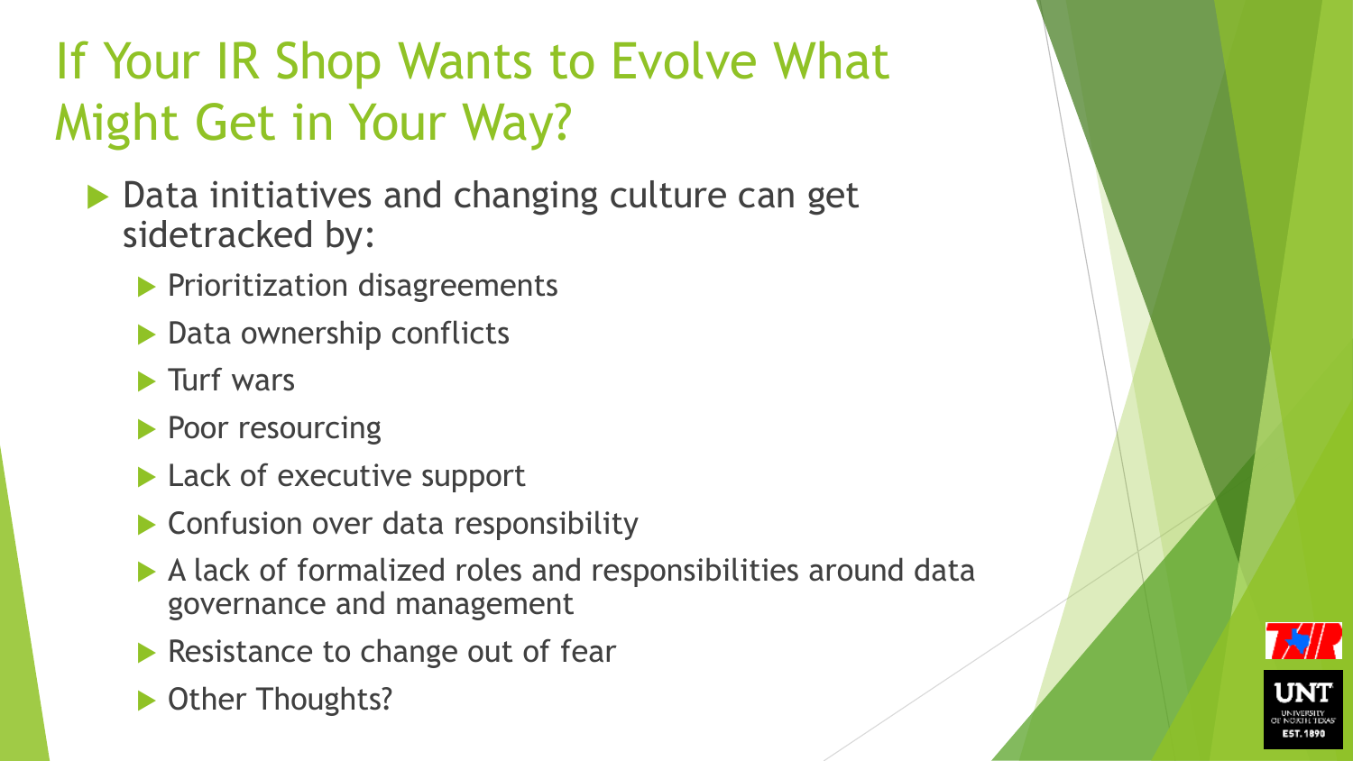# If Your IR Shop Wants to Evolve What Might Get in Your Way?

- Data initiatives and changing culture can get sidetracked by:
  - Prioritization disagreements
  - Data ownership conflicts
  - Turf wars
  - Poor resourcing
  - Lack of executive support
  - Confusion over data responsibility
  - A lack of formalized roles and responsibilities around data governance and management
  - Resistance to change out of fear
  - Other Thoughts?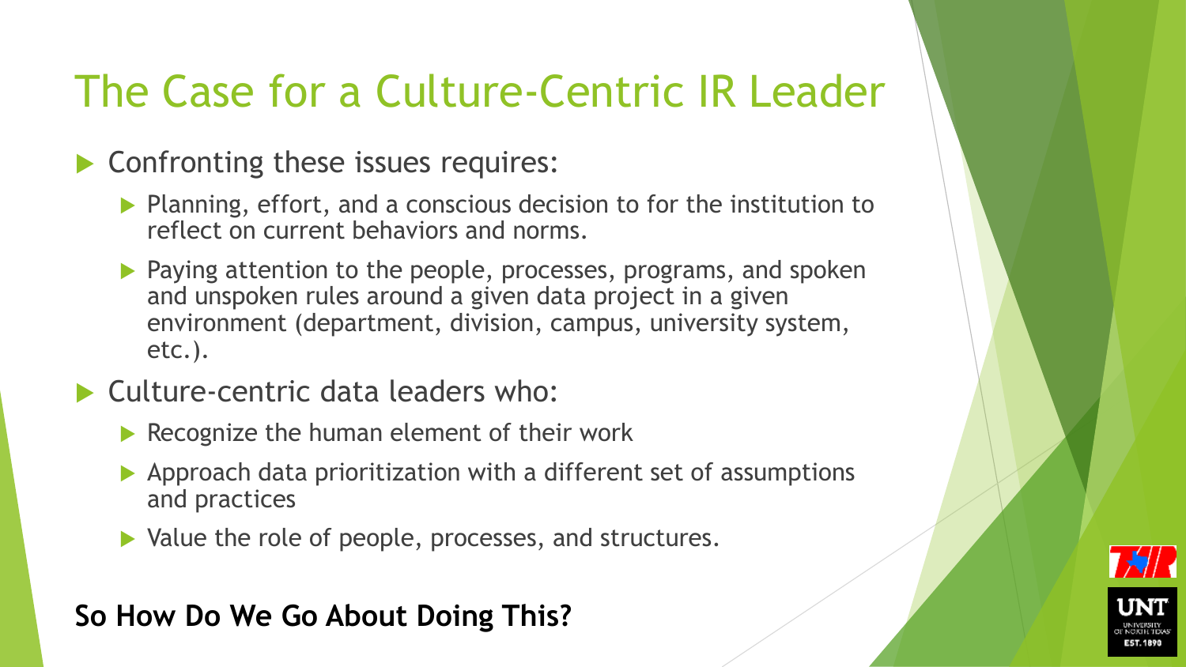# The Case for a Culture-Centric IR Leader

- Confronting these issues requires:
  - Planning, effort, and a conscious decision to for the institution to reflect on current behaviors and norms.
  - Paying attention to the people, processes, programs, and spoken and unspoken rules around a given data project in a given environment (department, division, campus, university system, etc.).
- Culture-centric data leaders who:
  - Recognize the human element of their work
  - Approach data prioritization with a different set of assumptions and practices
  - Value the role of people, processes, and structures.

**So How Do We Go About Doing This?**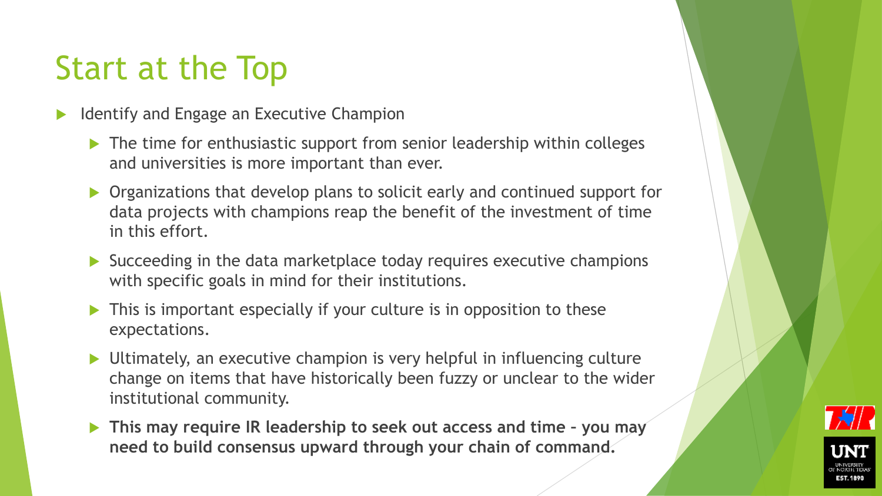# Start at the Top

- Identify and Engage an Executive Champion
  - The time for enthusiastic support from senior leadership within colleges and universities is more important than ever.
  - Organizations that develop plans to solicit early and continued support for data projects with champions reap the benefit of the investment of time in this effort.
  - Succeeding in the data marketplace today requires executive champions with specific goals in mind for their institutions.
  - This is important especially if your culture is in opposition to these expectations.
  - Ultimately, an executive champion is very helpful in influencing culture change on items that have historically been fuzzy or unclear to the wider institutional community.
  - **This may require IR leadership to seek out access and time – you may need to build consensus upward through your chain of command.**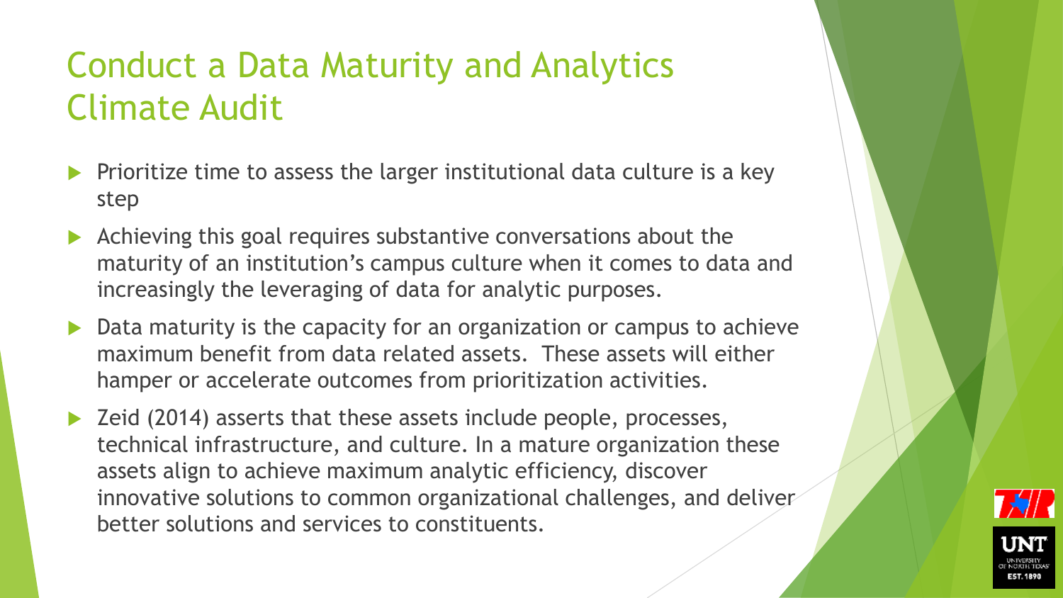# Conduct a Data Maturity and Analytics Climate Audit

- Prioritize time to assess the larger institutional data culture is a key step
- Achieving this goal requires substantive conversations about the maturity of an institution's campus culture when it comes to data and increasingly the leveraging of data for analytic purposes.
- Data maturity is the capacity for an organization or campus to achieve maximum benefit from data related assets. These assets will either hamper or accelerate outcomes from prioritization activities.
- Zeid (2014) asserts that these assets include people, processes, technical infrastructure, and culture. In a mature organization these assets align to achieve maximum analytic efficiency, discover innovative solutions to common organizational challenges, and deliver better solutions and services to constituents.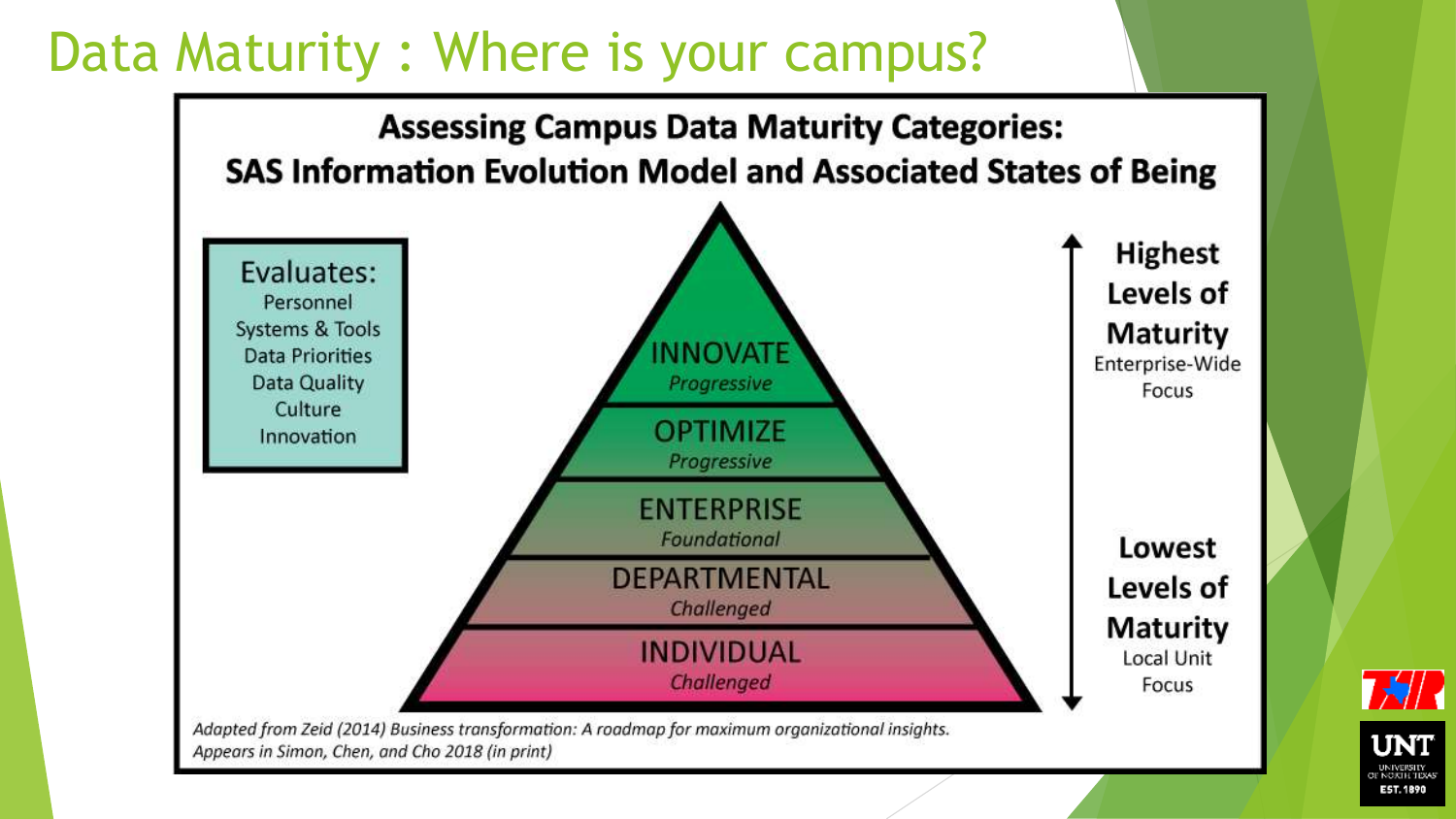# Data Maturity : Where is your campus?

## Assessing Campus Data Maturity Categories: SAS Information Evolution Model and Associated States of Being

**Evaluates:**
- Personnel
- Systems & Tools
- Data Priorities
- Data Quality
- Culture
- Innovation

| Level | State |
|---|---|
| INNOVATE | *Progressive* |
| OPTIMIZE | *Progressive* |
| ENTERPRISE | *Foundational* |
| DEPARTMENTAL | *Challenged* |
| INDIVIDUAL | *Challenged* |

**Highest Levels of Maturity**
Enterprise-Wide Focus

**Lowest Levels of Maturity**
Local Unit Focus

*Adapted from Zeid (2014) Business transformation: A roadmap for maximum organizational insights. Appears in Simon, Chen, and Cho 2018 (in print)*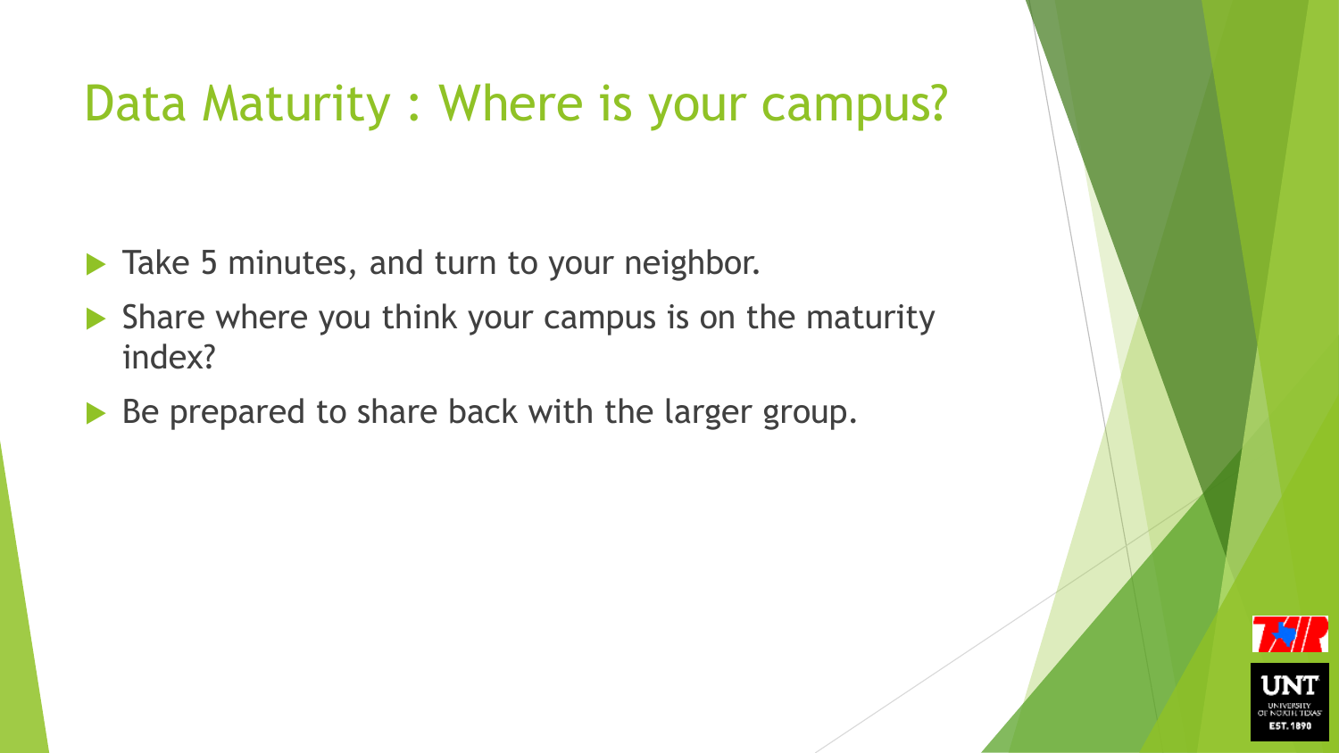# Data Maturity : Where is your campus?

- Take 5 minutes, and turn to your neighbor.
- Share where you think your campus is on the maturity index?
- Be prepared to share back with the larger group.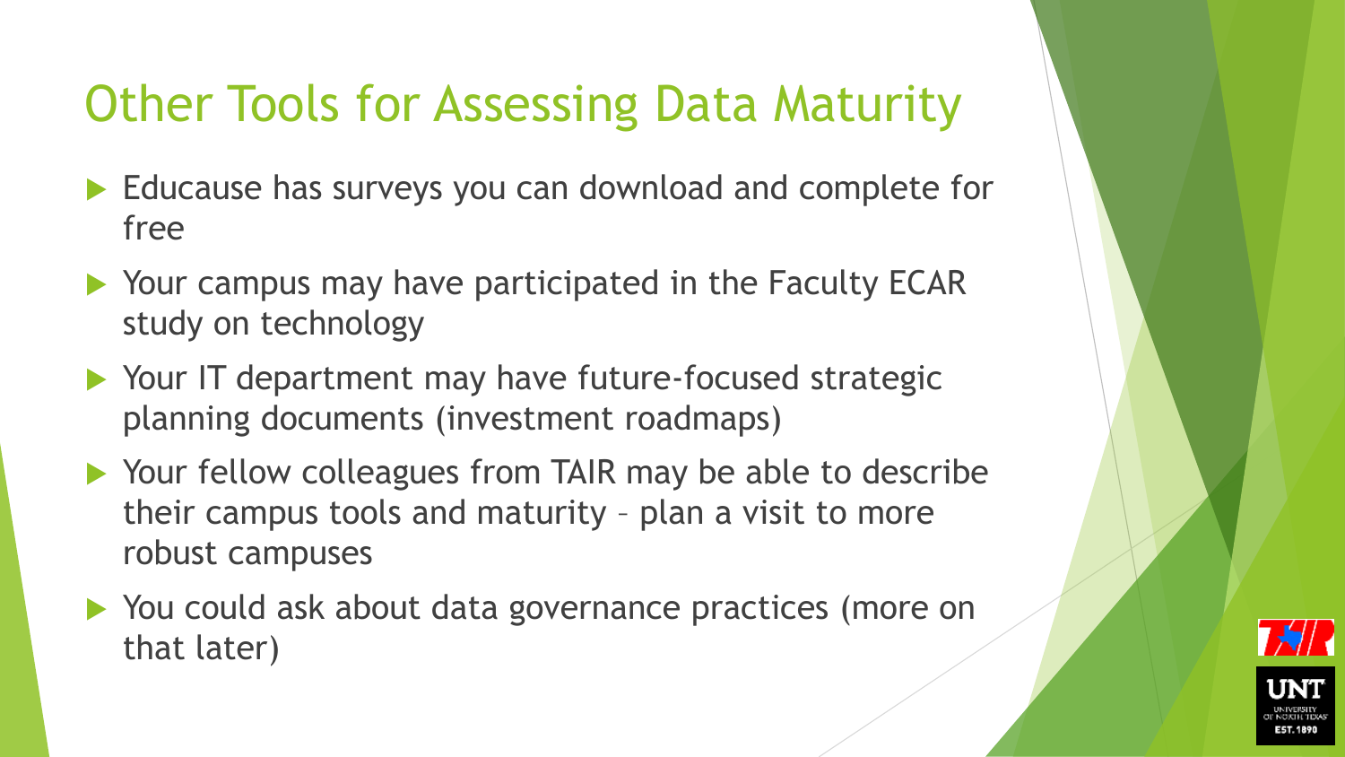# Other Tools for Assessing Data Maturity

- Educause has surveys you can download and complete for free
- Your campus may have participated in the Faculty ECAR study on technology
- Your IT department may have future-focused strategic planning documents (investment roadmaps)
- Your fellow colleagues from TAIR may be able to describe their campus tools and maturity – plan a visit to more robust campuses
- You could ask about data governance practices (more on that later)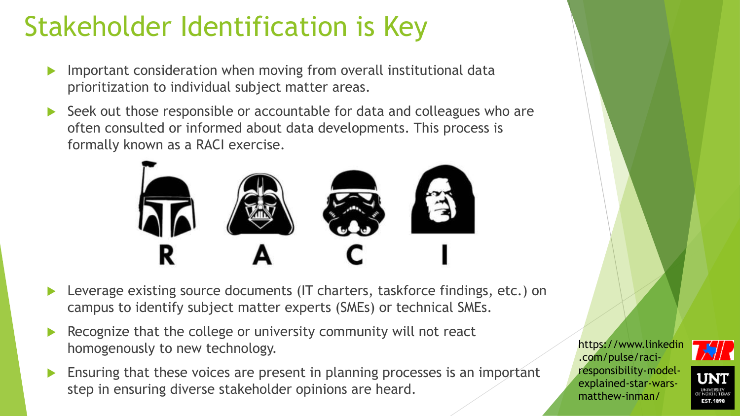# Stakeholder Identification is Key

- Important consideration when moving from overall institutional data prioritization to individual subject matter areas.
- Seek out those responsible or accountable for data and colleagues who are often consulted or informed about data developments. This process is formally known as a RACI exercise.

R A C I

- Leverage existing source documents (IT charters, taskforce findings, etc.) on campus to identify subject matter experts (SMEs) or technical SMEs.
- Recognize that the college or university community will not react homogenously to new technology.
- Ensuring that these voices are present in planning processes is an important step in ensuring diverse stakeholder opinions are heard.

https://www.linkedin.com/pulse/raci-responsibility-model-explained-star-wars-matthew-inman/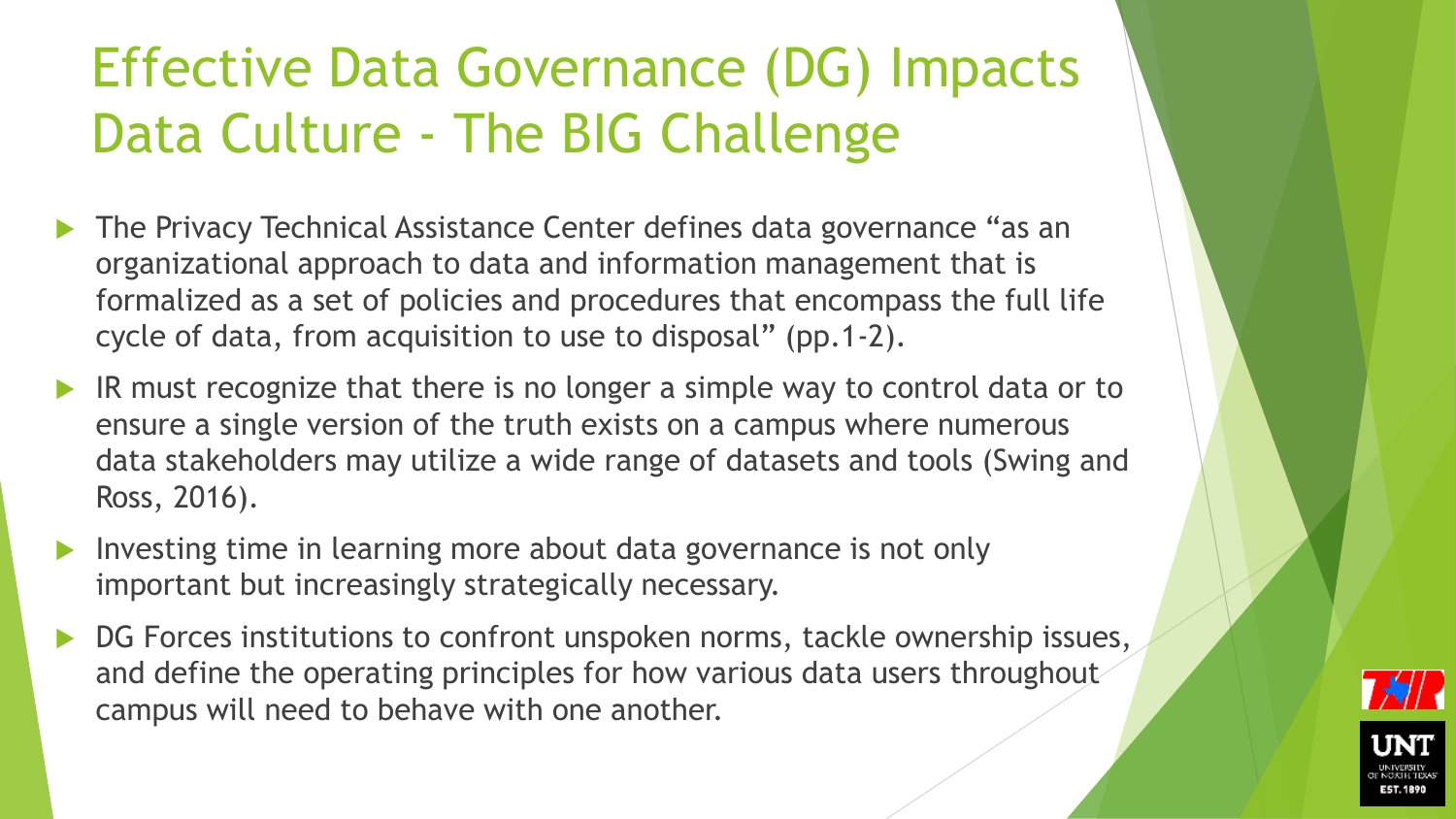# Effective Data Governance (DG) Impacts Data Culture - The BIG Challenge

- The Privacy Technical Assistance Center defines data governance "as an organizational approach to data and information management that is formalized as a set of policies and procedures that encompass the full life cycle of data, from acquisition to use to disposal" (pp.1-2).
- IR must recognize that there is no longer a simple way to control data or to ensure a single version of the truth exists on a campus where numerous data stakeholders may utilize a wide range of datasets and tools (Swing and Ross, 2016).
- Investing time in learning more about data governance is not only important but increasingly strategically necessary.
- DG Forces institutions to confront unspoken norms, tackle ownership issues, and define the operating principles for how various data users throughout campus will need to behave with one another.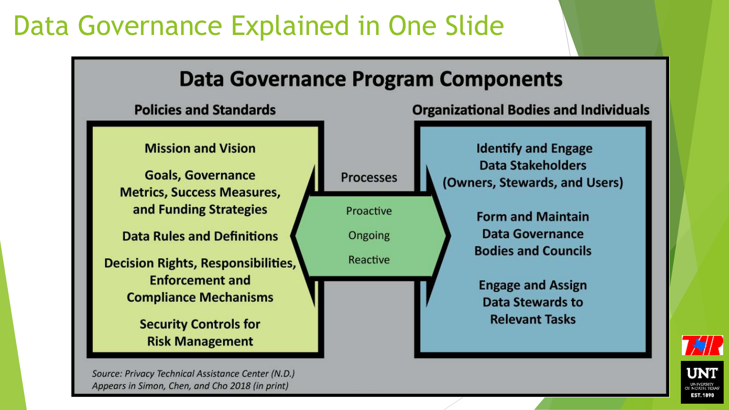# Data Governance Explained in One Slide

## Data Governance Program Components

### Policies and Standards

- Mission and Vision
- Goals, Governance Metrics, Success Measures, and Funding Strategies
- Data Rules and Definitions
- Decision Rights, Responsibilities, Enforcement and Compliance Mechanisms
- Security Controls for Risk Management

### Processes

- Proactive
- Ongoing
- Reactive

### Organizational Bodies and Individuals

- Identify and Engage Data Stakeholders (Owners, Stewards, and Users)
- Form and Maintain Data Governance Bodies and Councils
- Engage and Assign Data Stewards to Relevant Tasks

*Source: Privacy Technical Assistance Center (N.D.)*
*Appears in Simon, Chen, and Cho 2018 (in print)*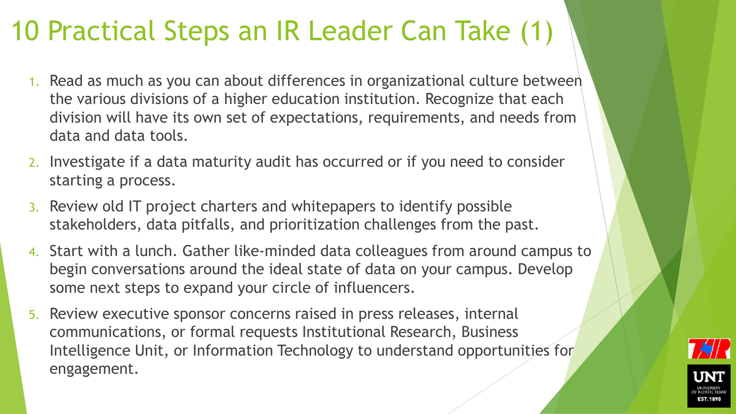# 10 Practical Steps an IR Leader Can Take (1)

1. Read as much as you can about differences in organizational culture between the various divisions of a higher education institution. Recognize that each division will have its own set of expectations, requirements, and needs from data and data tools.
2. Investigate if a data maturity audit has occurred or if you need to consider starting a process.
3. Review old IT project charters and whitepapers to identify possible stakeholders, data pitfalls, and prioritization challenges from the past.
4. Start with a lunch. Gather like-minded data colleagues from around campus to begin conversations around the ideal state of data on your campus. Develop some next steps to expand your circle of influencers.
5. Review executive sponsor concerns raised in press releases, internal communications, or formal requests Institutional Research, Business Intelligence Unit, or Information Technology to understand opportunities for engagement.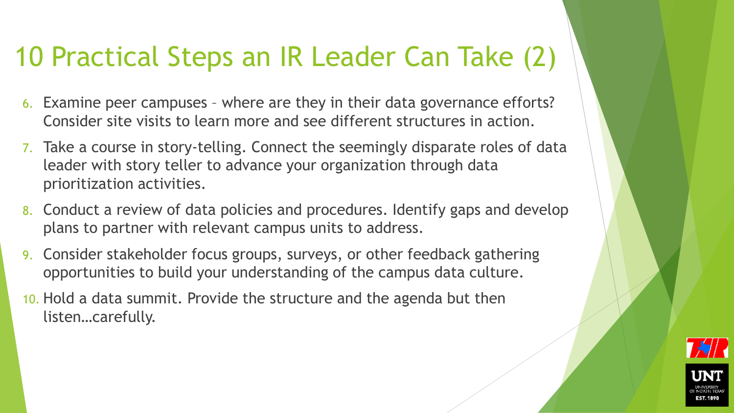# 10 Practical Steps an IR Leader Can Take (2)

6. Examine peer campuses – where are they in their data governance efforts? Consider site visits to learn more and see different structures in action.
7. Take a course in story-telling. Connect the seemingly disparate roles of data leader with story teller to advance your organization through data prioritization activities.
8. Conduct a review of data policies and procedures. Identify gaps and develop plans to partner with relevant campus units to address.
9. Consider stakeholder focus groups, surveys, or other feedback gathering opportunities to build your understanding of the campus data culture.
10. Hold a data summit. Provide the structure and the agenda but then listen…carefully.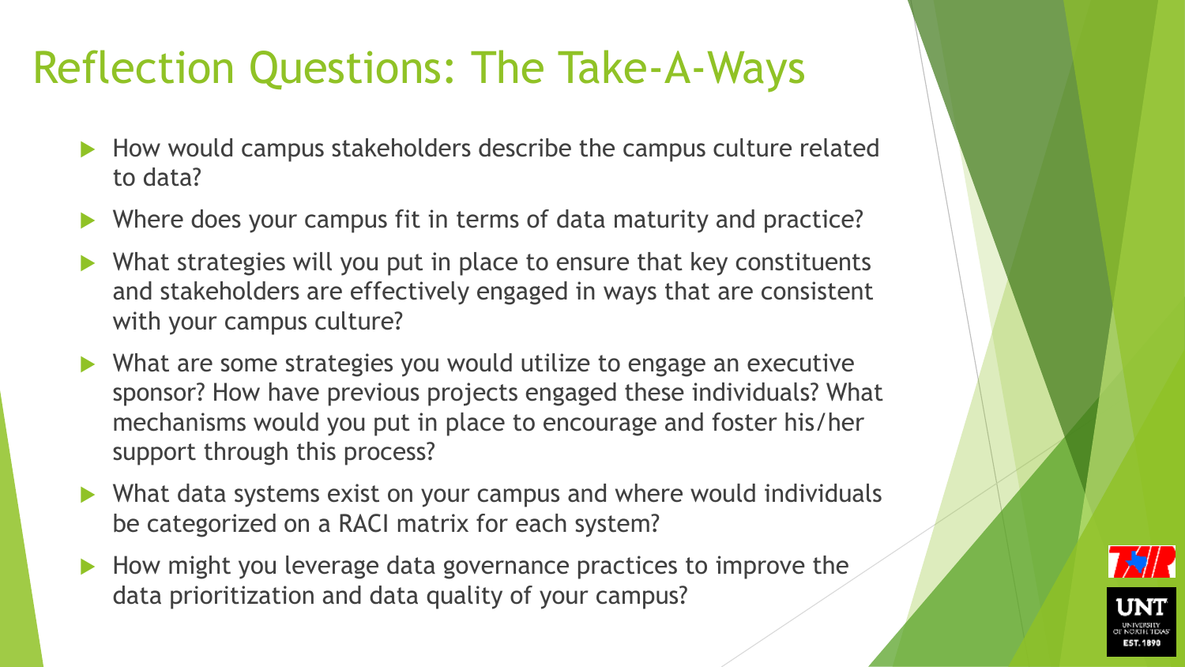# Reflection Questions: The Take-A-Ways

- How would campus stakeholders describe the campus culture related to data?
- Where does your campus fit in terms of data maturity and practice?
- What strategies will you put in place to ensure that key constituents and stakeholders are effectively engaged in ways that are consistent with your campus culture?
- What are some strategies you would utilize to engage an executive sponsor? How have previous projects engaged these individuals? What mechanisms would you put in place to encourage and foster his/her support through this process?
- What data systems exist on your campus and where would individuals be categorized on a RACI matrix for each system?
- How might you leverage data governance practices to improve the data prioritization and data quality of your campus?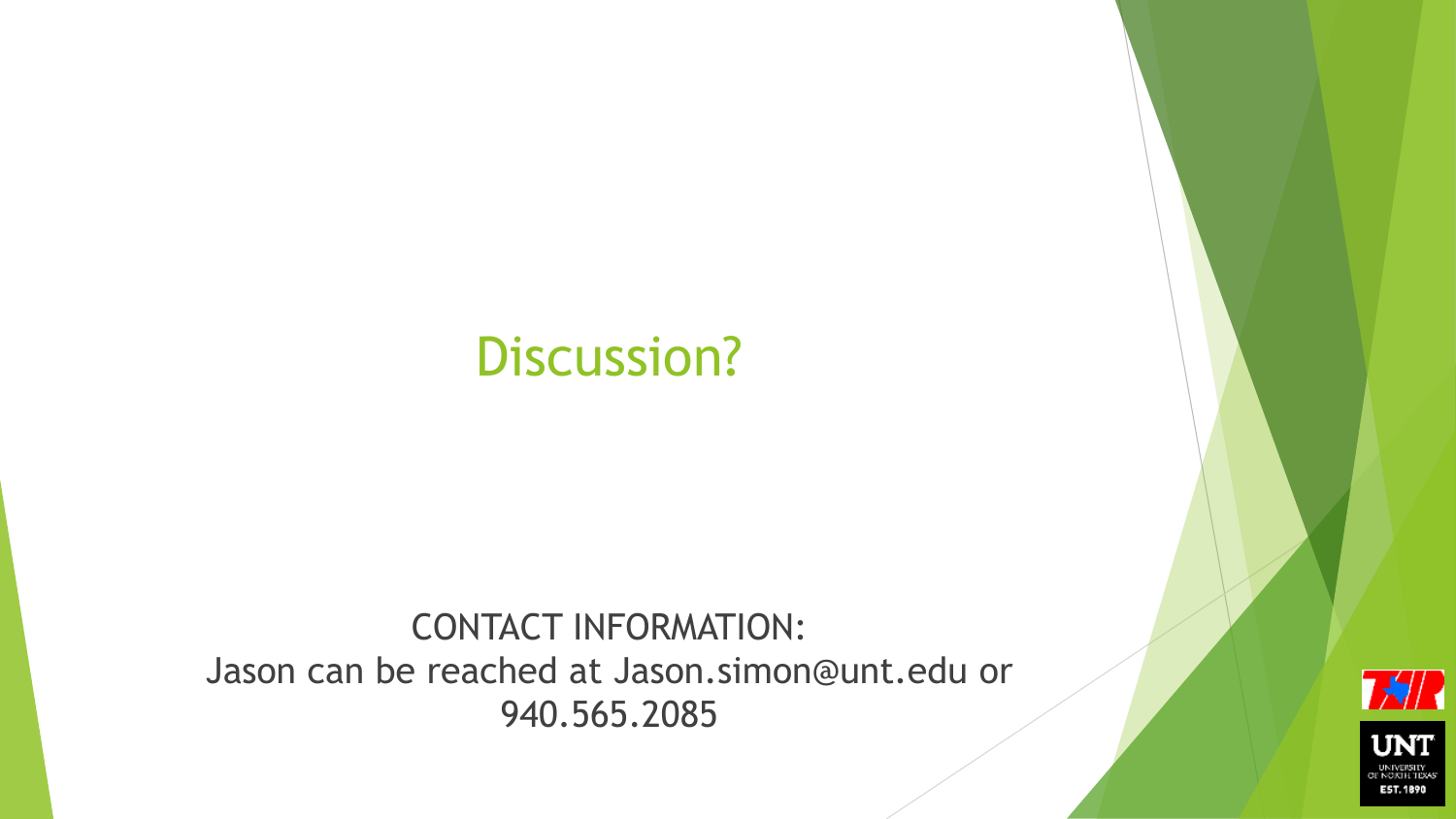# Discussion?

CONTACT INFORMATION:
Jason can be reached at Jason.simon@unt.edu or 940.565.2085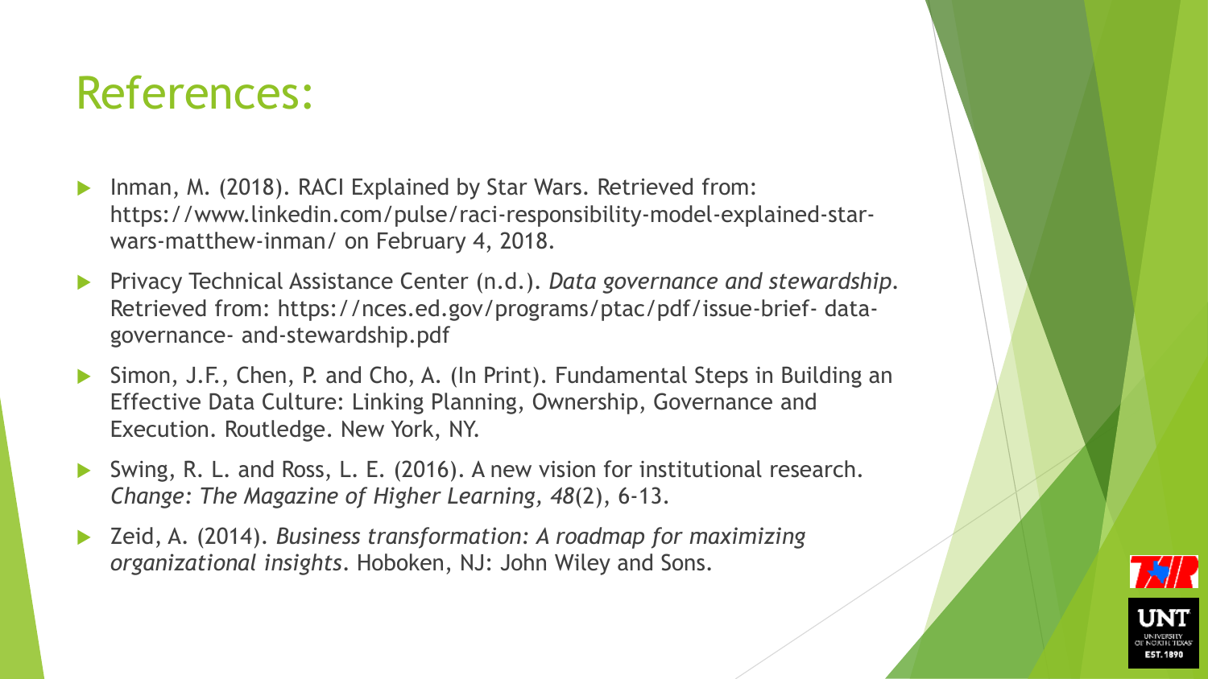# References:

- Inman, M. (2018). RACI Explained by Star Wars. Retrieved from: https://www.linkedin.com/pulse/raci-responsibility-model-explained-star-wars-matthew-inman/ on February 4, 2018.
- Privacy Technical Assistance Center (n.d.). *Data governance and stewardship*. Retrieved from: https://nces.ed.gov/programs/ptac/pdf/issue-brief- data-governance- and-stewardship.pdf
- Simon, J.F., Chen, P. and Cho, A. (In Print). Fundamental Steps in Building an Effective Data Culture: Linking Planning, Ownership, Governance and Execution. Routledge. New York, NY.
- Swing, R. L. and Ross, L. E. (2016). A new vision for institutional research. *Change: The Magazine of Higher Learning, 48*(2), 6-13.
- Zeid, A. (2014). *Business transformation: A roadmap for maximizing organizational insights*. Hoboken, NJ: John Wiley and Sons.